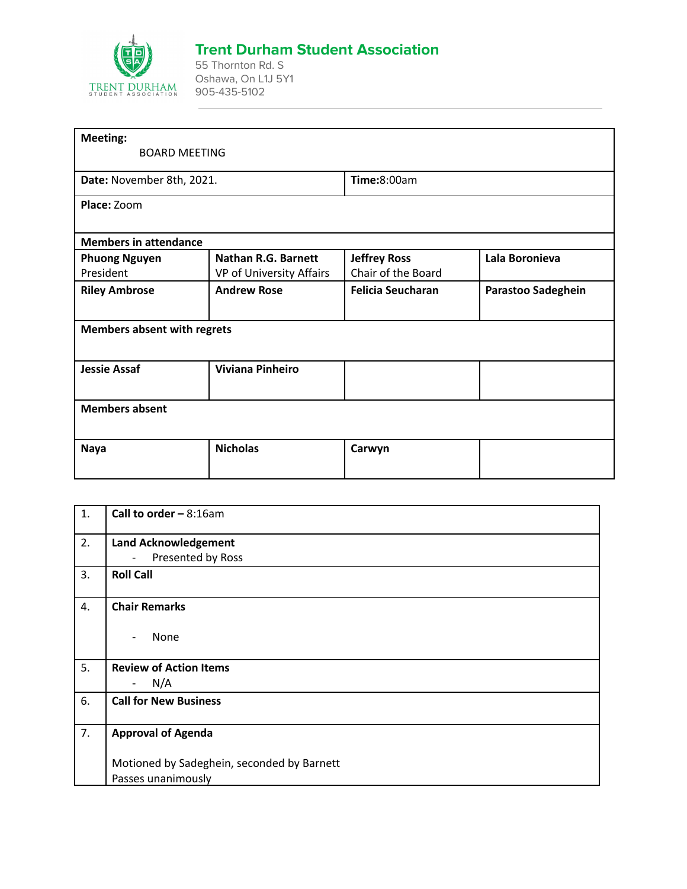# Trent Durham Student Association

55 Thornton Rd. S
Oshawa, On L1J 5Y1
905-435-5102

| **Meeting:** BOARD MEETING | | | |
|---|---|---|---|
| **Date:** November 8th, 2021. | | **Time:**8:00am | |
| **Place:** Zoom | | | |
| **Members in attendance** | | | |
| **Phuong Nguyen** President | **Nathan R.G. Barnett** VP of University Affairs | **Jeffrey Ross** Chair of the Board | **Lala Boronieva** |
| **Riley Ambrose** | **Andrew Rose** | **Felicia Seucharan** | **Parastoo Sadeghein** |
| **Members absent with regrets** | | | |
| **Jessie Assaf** | **Viviana Pinheiro** | | |
| **Members absent** | | | |
| **Naya** | **Nicholas** | **Carwyn** | |

| | |
|---|---|
| 1. | **Call to order –** 8:16am |
| 2. | **Land Acknowledgement**<br>- Presented by Ross |
| 3. | **Roll Call** |
| 4. | **Chair Remarks**<br>- None |
| 5. | **Review of Action Items**<br>- N/A |
| 6. | **Call for New Business** |
| 7. | **Approval of Agenda**<br>Motioned by Sadeghein, seconded by Barnett<br>Passes unanimously |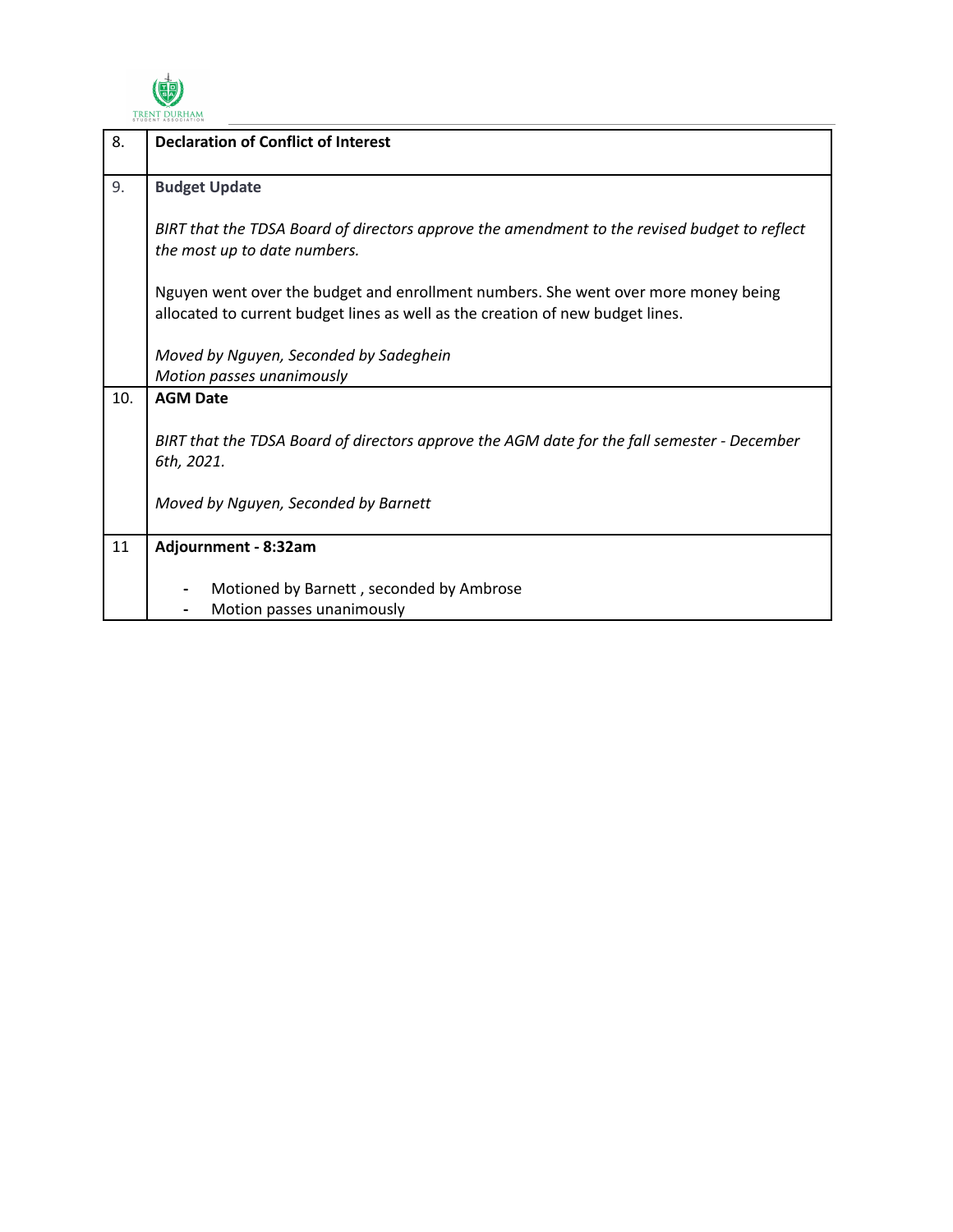| | |
|---|---|
| 8. | **Declaration of Conflict of Interest** |
| 9. | **Budget Update**<br><br>*BIRT that the TDSA Board of directors approve the amendment to the revised budget to reflect the most up to date numbers.*<br><br>Nguyen went over the budget and enrollment numbers. She went over more money being allocated to current budget lines as well as the creation of new budget lines.<br><br>*Moved by Nguyen, Seconded by Sadeghein*<br>*Motion passes unanimously* |
| 10. | **AGM Date**<br><br>*BIRT that the TDSA Board of directors approve the AGM date for the fall semester - December 6th, 2021.*<br><br>*Moved by Nguyen, Seconded by Barnett* |
| 11 | **Adjournment - 8:32am**<br><br>- Motioned by Barnett , seconded by Ambrose<br>- Motion passes unanimously |